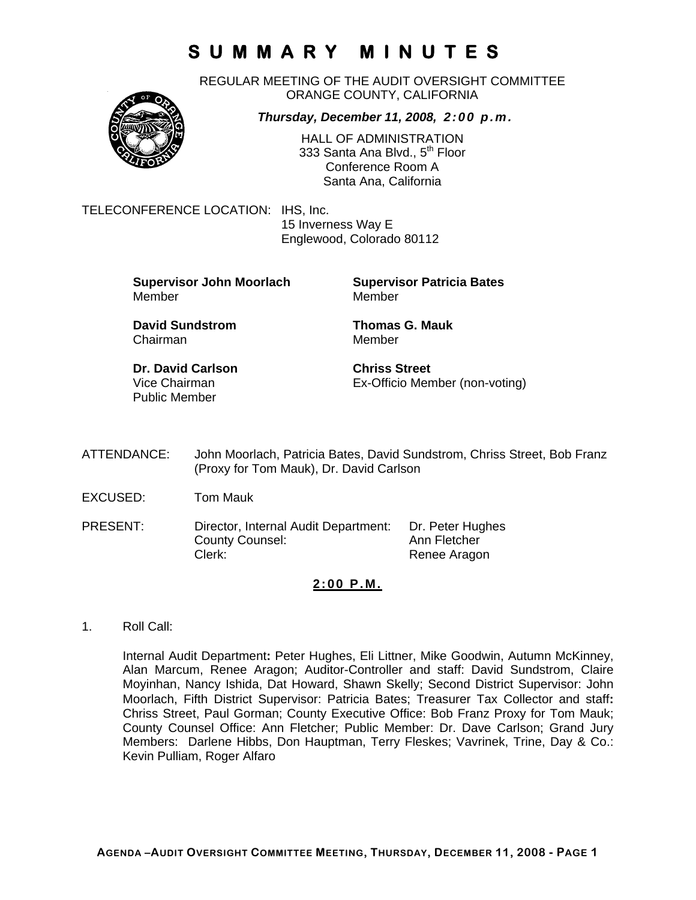# SUMMARY MINUTES

REGULAR MEETING OF THE AUDIT OVERSIGHT COMMITTEE
ORANGE COUNTY, CALIFORNIA

***Thursday, December 11, 2008, 2:00 p.m.***

HALL OF ADMINISTRATION
333 Santa Ana Blvd., 5th Floor
Conference Room A
Santa Ana, California

TELECONFERENCE LOCATION: IHS, Inc.
15 Inverness Way E
Englewood, Colorado 80112

**Supervisor John Moorlach**
Member

**Supervisor Patricia Bates**
Member

**David Sundstrom**
Chairman

**Thomas G. Mauk**
Member

**Dr. David Carlson**
Vice Chairman
Public Member

**Chriss Street**
Ex-Officio Member (non-voting)

ATTENDANCE: John Moorlach, Patricia Bates, David Sundstrom, Chriss Street, Bob Franz (Proxy for Tom Mauk), Dr. David Carlson

EXCUSED: Tom Mauk

PRESENT:

| | | |
|---|---|---|
| Director, Internal Audit Department: | Dr. Peter Hughes |
| County Counsel: | Ann Fletcher |
| Clerk: | Renee Aragon |

**2:00 P.M.**

1. Roll Call:

   Internal Audit Department**:** Peter Hughes, Eli Littner, Mike Goodwin, Autumn McKinney, Alan Marcum, Renee Aragon; Auditor-Controller and staff: David Sundstrom, Claire Moyinhan, Nancy Ishida, Dat Howard, Shawn Skelly; Second District Supervisor: John Moorlach, Fifth District Supervisor: Patricia Bates; Treasurer Tax Collector and staff**:** Chriss Street, Paul Gorman; County Executive Office: Bob Franz Proxy for Tom Mauk; County Counsel Office: Ann Fletcher; Public Member: Dr. Dave Carlson; Grand Jury Members: Darlene Hibbs, Don Hauptman, Terry Fleskes; Vavrinek, Trine, Day & Co.: Kevin Pulliam, Roger Alfaro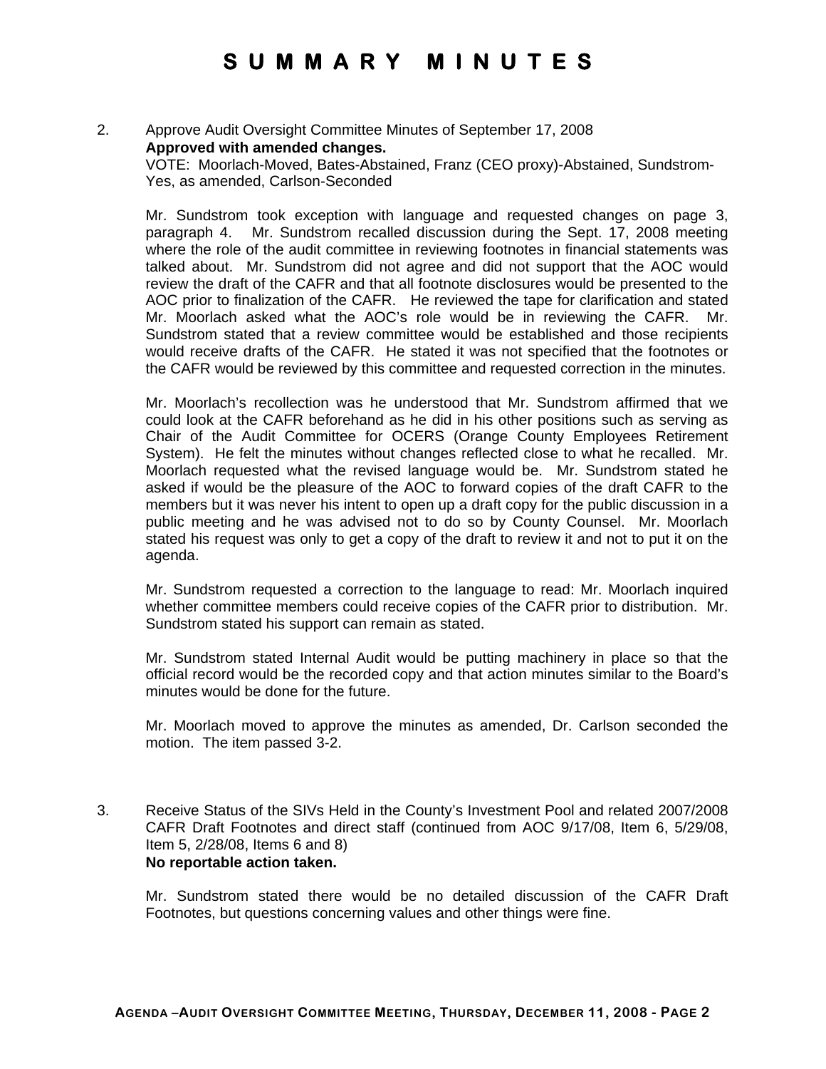# SUMMARY MINUTES

2. Approve Audit Oversight Committee Minutes of September 17, 2008
   **Approved with amended changes.**
   VOTE: Moorlach-Moved, Bates-Abstained, Franz (CEO proxy)-Abstained, Sundstrom-Yes, as amended, Carlson-Seconded

   Mr. Sundstrom took exception with language and requested changes on page 3, paragraph 4. Mr. Sundstrom recalled discussion during the Sept. 17, 2008 meeting where the role of the audit committee in reviewing footnotes in financial statements was talked about. Mr. Sundstrom did not agree and did not support that the AOC would review the draft of the CAFR and that all footnote disclosures would be presented to the AOC prior to finalization of the CAFR. He reviewed the tape for clarification and stated Mr. Moorlach asked what the AOC's role would be in reviewing the CAFR. Mr. Sundstrom stated that a review committee would be established and those recipients would receive drafts of the CAFR. He stated it was not specified that the footnotes or the CAFR would be reviewed by this committee and requested correction in the minutes.

   Mr. Moorlach's recollection was he understood that Mr. Sundstrom affirmed that we could look at the CAFR beforehand as he did in his other positions such as serving as Chair of the Audit Committee for OCERS (Orange County Employees Retirement System). He felt the minutes without changes reflected close to what he recalled. Mr. Moorlach requested what the revised language would be. Mr. Sundstrom stated he asked if would be the pleasure of the AOC to forward copies of the draft CAFR to the members but it was never his intent to open up a draft copy for the public discussion in a public meeting and he was advised not to do so by County Counsel. Mr. Moorlach stated his request was only to get a copy of the draft to review it and not to put it on the agenda.

   Mr. Sundstrom requested a correction to the language to read: Mr. Moorlach inquired whether committee members could receive copies of the CAFR prior to distribution. Mr. Sundstrom stated his support can remain as stated.

   Mr. Sundstrom stated Internal Audit would be putting machinery in place so that the official record would be the recorded copy and that action minutes similar to the Board's minutes would be done for the future.

   Mr. Moorlach moved to approve the minutes as amended, Dr. Carlson seconded the motion. The item passed 3-2.

3. Receive Status of the SIVs Held in the County's Investment Pool and related 2007/2008 CAFR Draft Footnotes and direct staff (continued from AOC 9/17/08, Item 6, 5/29/08, Item 5, 2/28/08, Items 6 and 8)
   **No reportable action taken.**

   Mr. Sundstrom stated there would be no detailed discussion of the CAFR Draft Footnotes, but questions concerning values and other things were fine.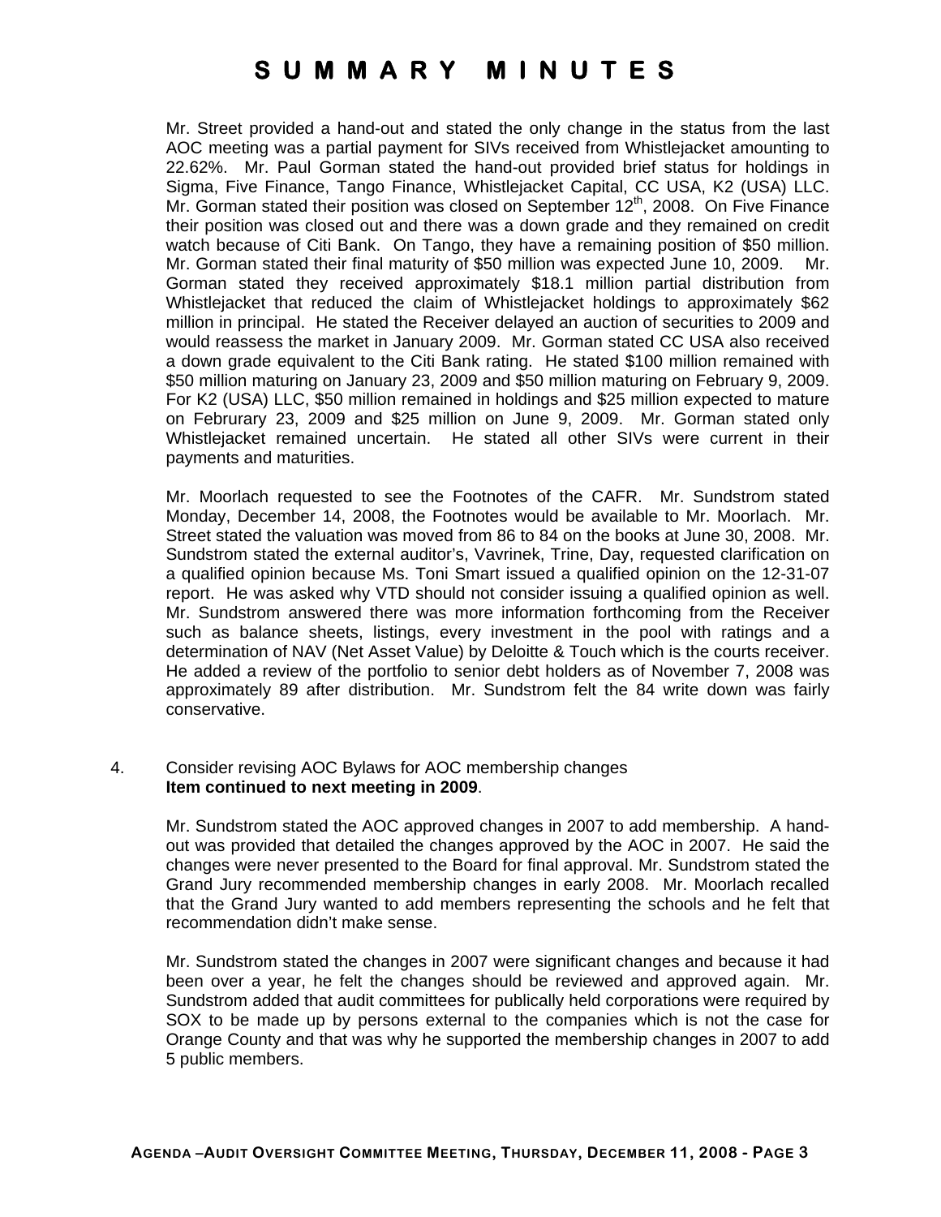# SUMMARY MINUTES

Mr. Street provided a hand-out and stated the only change in the status from the last AOC meeting was a partial payment for SIVs received from Whistlejacket amounting to 22.62%. Mr. Paul Gorman stated the hand-out provided brief status for holdings in Sigma, Five Finance, Tango Finance, Whistlejacket Capital, CC USA, K2 (USA) LLC. Mr. Gorman stated their position was closed on September 12th, 2008. On Five Finance their position was closed out and there was a down grade and they remained on credit watch because of Citi Bank. On Tango, they have a remaining position of \$50 million. Mr. Gorman stated their final maturity of \$50 million was expected June 10, 2009. Mr. Gorman stated they received approximately \$18.1 million partial distribution from Whistlejacket that reduced the claim of Whistlejacket holdings to approximately \$62 million in principal. He stated the Receiver delayed an auction of securities to 2009 and would reassess the market in January 2009. Mr. Gorman stated CC USA also received a down grade equivalent to the Citi Bank rating. He stated \$100 million remained with \$50 million maturing on January 23, 2009 and \$50 million maturing on February 9, 2009. For K2 (USA) LLC, \$50 million remained in holdings and \$25 million expected to mature on Februrary 23, 2009 and \$25 million on June 9, 2009. Mr. Gorman stated only Whistlejacket remained uncertain. He stated all other SIVs were current in their payments and maturities.

Mr. Moorlach requested to see the Footnotes of the CAFR. Mr. Sundstrom stated Monday, December 14, 2008, the Footnotes would be available to Mr. Moorlach. Mr. Street stated the valuation was moved from 86 to 84 on the books at June 30, 2008. Mr. Sundstrom stated the external auditor's, Vavrinek, Trine, Day, requested clarification on a qualified opinion because Ms. Toni Smart issued a qualified opinion on the 12-31-07 report. He was asked why VTD should not consider issuing a qualified opinion as well. Mr. Sundstrom answered there was more information forthcoming from the Receiver such as balance sheets, listings, every investment in the pool with ratings and a determination of NAV (Net Asset Value) by Deloitte & Touch which is the courts receiver. He added a review of the portfolio to senior debt holders as of November 7, 2008 was approximately 89 after distribution. Mr. Sundstrom felt the 84 write down was fairly conservative.

4. Consider revising AOC Bylaws for AOC membership changes
   **Item continued to next meeting in 2009**.

   Mr. Sundstrom stated the AOC approved changes in 2007 to add membership. A hand-out was provided that detailed the changes approved by the AOC in 2007. He said the changes were never presented to the Board for final approval. Mr. Sundstrom stated the Grand Jury recommended membership changes in early 2008. Mr. Moorlach recalled that the Grand Jury wanted to add members representing the schools and he felt that recommendation didn't make sense.

   Mr. Sundstrom stated the changes in 2007 were significant changes and because it had been over a year, he felt the changes should be reviewed and approved again. Mr. Sundstrom added that audit committees for publically held corporations were required by SOX to be made up by persons external to the companies which is not the case for Orange County and that was why he supported the membership changes in 2007 to add 5 public members.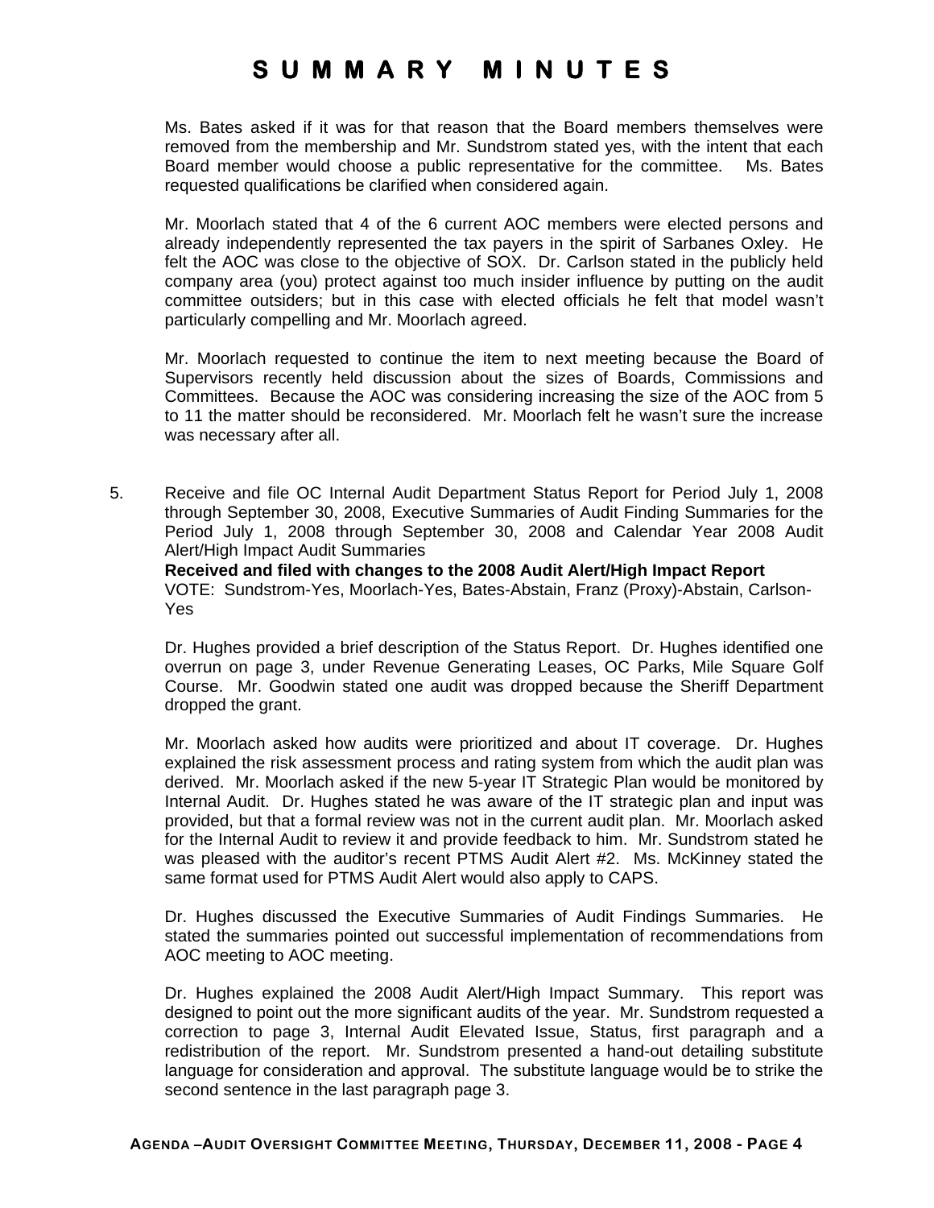# SUMMARY MINUTES

Ms. Bates asked if it was for that reason that the Board members themselves were removed from the membership and Mr. Sundstrom stated yes, with the intent that each Board member would choose a public representative for the committee. Ms. Bates requested qualifications be clarified when considered again.

Mr. Moorlach stated that 4 of the 6 current AOC members were elected persons and already independently represented the tax payers in the spirit of Sarbanes Oxley. He felt the AOC was close to the objective of SOX. Dr. Carlson stated in the publicly held company area (you) protect against too much insider influence by putting on the audit committee outsiders; but in this case with elected officials he felt that model wasn't particularly compelling and Mr. Moorlach agreed.

Mr. Moorlach requested to continue the item to next meeting because the Board of Supervisors recently held discussion about the sizes of Boards, Commissions and Committees. Because the AOC was considering increasing the size of the AOC from 5 to 11 the matter should be reconsidered. Mr. Moorlach felt he wasn't sure the increase was necessary after all.

5. Receive and file OC Internal Audit Department Status Report for Period July 1, 2008 through September 30, 2008, Executive Summaries of Audit Finding Summaries for the Period July 1, 2008 through September 30, 2008 and Calendar Year 2008 Audit Alert/High Impact Audit Summaries
   **Received and filed with changes to the 2008 Audit Alert/High Impact Report**
   VOTE: Sundstrom-Yes, Moorlach-Yes, Bates-Abstain, Franz (Proxy)-Abstain, Carlson-Yes

   Dr. Hughes provided a brief description of the Status Report. Dr. Hughes identified one overrun on page 3, under Revenue Generating Leases, OC Parks, Mile Square Golf Course. Mr. Goodwin stated one audit was dropped because the Sheriff Department dropped the grant.

   Mr. Moorlach asked how audits were prioritized and about IT coverage. Dr. Hughes explained the risk assessment process and rating system from which the audit plan was derived. Mr. Moorlach asked if the new 5-year IT Strategic Plan would be monitored by Internal Audit. Dr. Hughes stated he was aware of the IT strategic plan and input was provided, but that a formal review was not in the current audit plan. Mr. Moorlach asked for the Internal Audit to review it and provide feedback to him. Mr. Sundstrom stated he was pleased with the auditor's recent PTMS Audit Alert #2. Ms. McKinney stated the same format used for PTMS Audit Alert would also apply to CAPS.

   Dr. Hughes discussed the Executive Summaries of Audit Findings Summaries. He stated the summaries pointed out successful implementation of recommendations from AOC meeting to AOC meeting.

   Dr. Hughes explained the 2008 Audit Alert/High Impact Summary. This report was designed to point out the more significant audits of the year. Mr. Sundstrom requested a correction to page 3, Internal Audit Elevated Issue, Status, first paragraph and a redistribution of the report. Mr. Sundstrom presented a hand-out detailing substitute language for consideration and approval. The substitute language would be to strike the second sentence in the last paragraph page 3.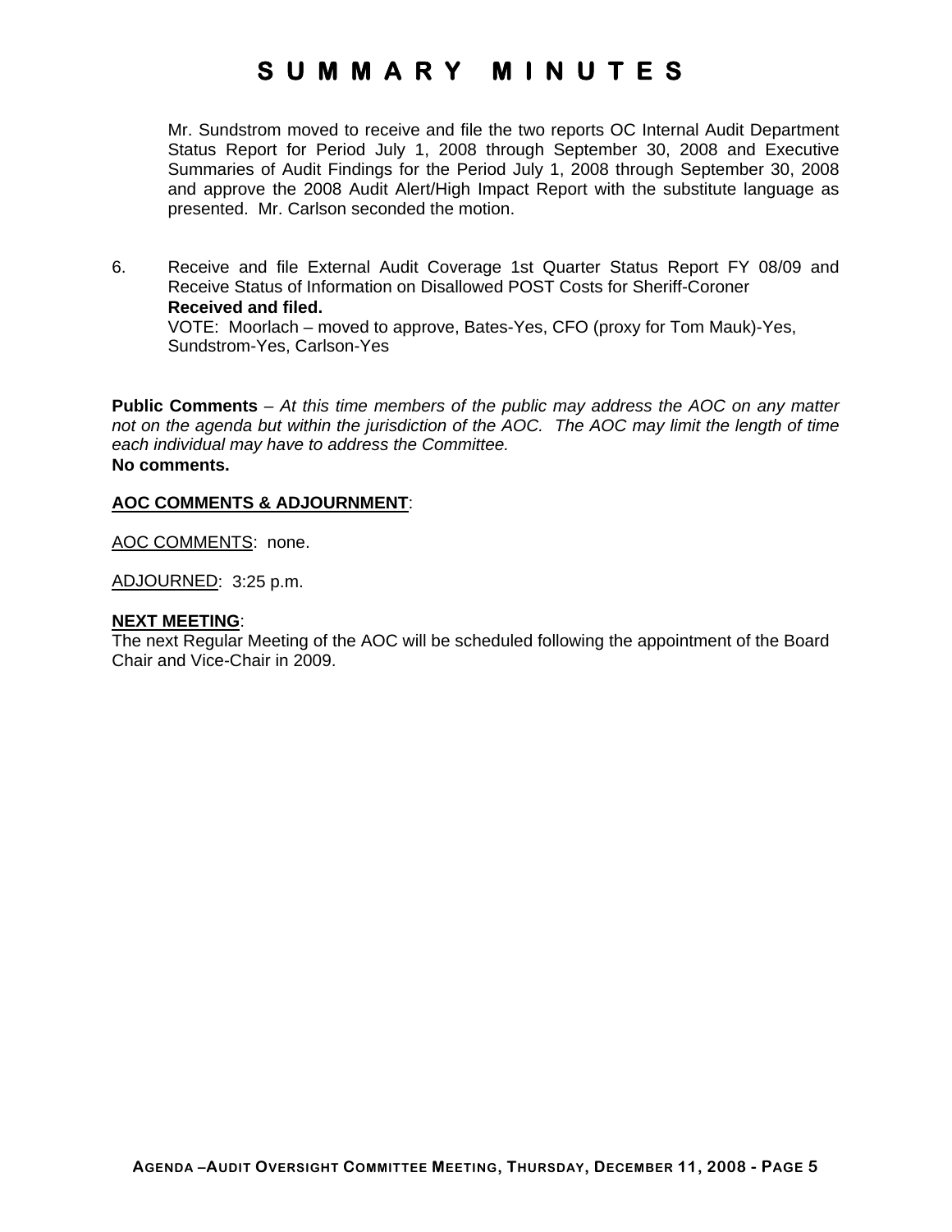# SUMMARY MINUTES

Mr. Sundstrom moved to receive and file the two reports OC Internal Audit Department Status Report for Period July 1, 2008 through September 30, 2008 and Executive Summaries of Audit Findings for the Period July 1, 2008 through September 30, 2008 and approve the 2008 Audit Alert/High Impact Report with the substitute language as presented. Mr. Carlson seconded the motion.

6. Receive and file External Audit Coverage 1st Quarter Status Report FY 08/09 and Receive Status of Information on Disallowed POST Costs for Sheriff-Coroner
   **Received and filed.**
   VOTE: Moorlach – moved to approve, Bates-Yes, CFO (proxy for Tom Mauk)-Yes, Sundstrom-Yes, Carlson-Yes

**Public Comments** – *At this time members of the public may address the AOC on any matter not on the agenda but within the jurisdiction of the AOC. The AOC may limit the length of time each individual may have to address the Committee.*
**No comments.**

**AOC COMMENTS & ADJOURNMENT**:

AOC COMMENTS: none.

ADJOURNED: 3:25 p.m.

**NEXT MEETING**:
The next Regular Meeting of the AOC will be scheduled following the appointment of the Board Chair and Vice-Chair in 2009.